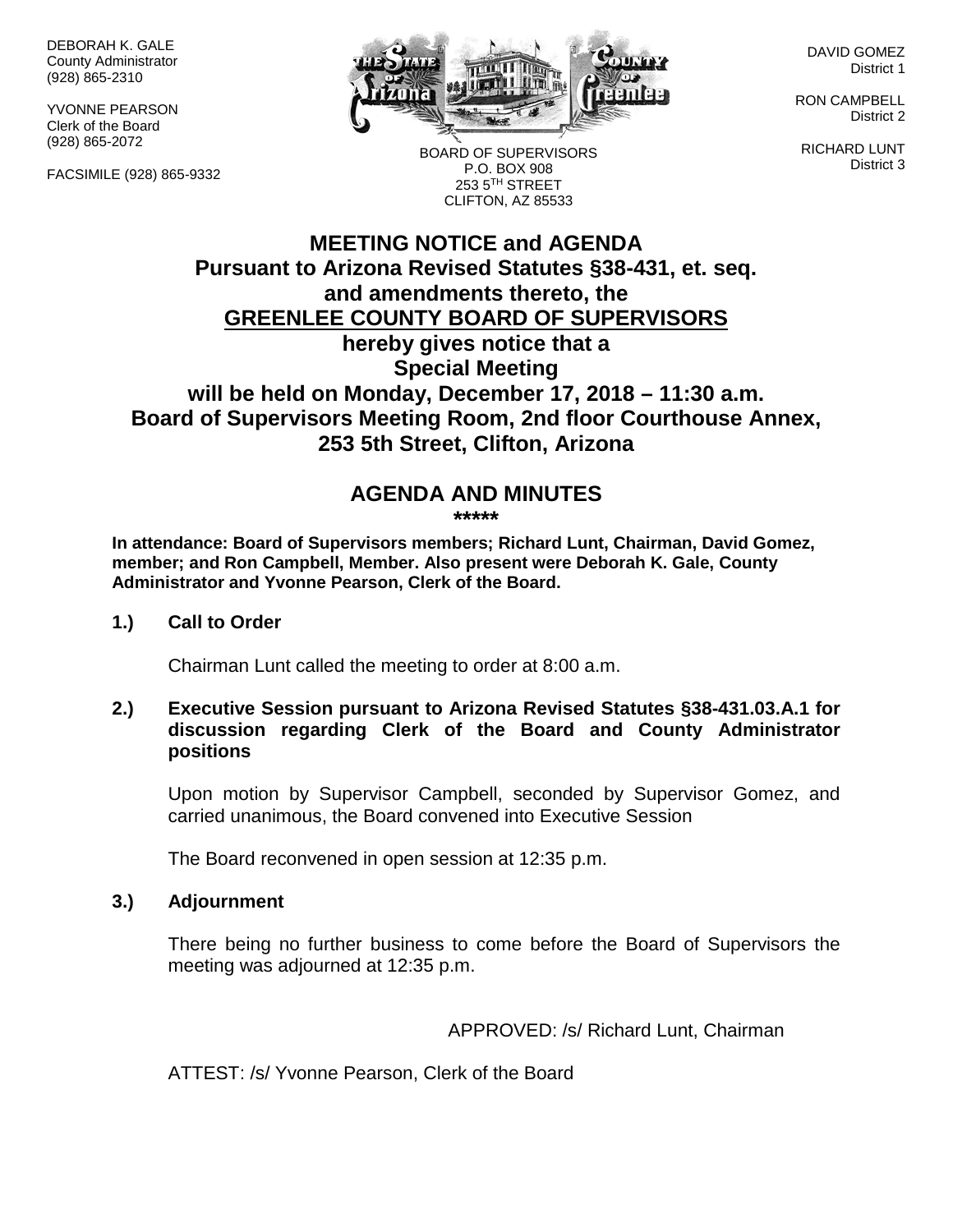DEBORAH K. GALE
County Administrator
(928) 865-2310

YVONNE PEARSON
Clerk of the Board
(928) 865-2072

FACSIMILE (928) 865-9332

BOARD OF SUPERVISORS
P.O. BOX 908
253 5TH STREET
CLIFTON, AZ 85533

DAVID GOMEZ
District 1

RON CAMPBELL
District 2

RICHARD LUNT
District 3

# MEETING NOTICE and AGENDA

**Pursuant to Arizona Revised Statutes §38-431, et. seq.**
**and amendments thereto, the**
**GREENLEE COUNTY BOARD OF SUPERVISORS**
**hereby gives notice that a**
**Special Meeting**
**will be held on Monday, December 17, 2018 – 11:30 a.m.**
**Board of Supervisors Meeting Room, 2nd floor Courthouse Annex,**
**253 5th Street, Clifton, Arizona**

## AGENDA AND MINUTES

**\*\*\*\*\***

**In attendance: Board of Supervisors members; Richard Lunt, Chairman, David Gomez, member; and Ron Campbell, Member. Also present were Deborah K. Gale, County Administrator and Yvonne Pearson, Clerk of the Board.**

**1.) Call to Order**

Chairman Lunt called the meeting to order at 8:00 a.m.

**2.) Executive Session pursuant to Arizona Revised Statutes §38-431.03.A.1 for discussion regarding Clerk of the Board and County Administrator positions**

Upon motion by Supervisor Campbell, seconded by Supervisor Gomez, and carried unanimous, the Board convened into Executive Session

The Board reconvened in open session at 12:35 p.m.

**3.) Adjournment**

There being no further business to come before the Board of Supervisors the meeting was adjourned at 12:35 p.m.

APPROVED: /s/ Richard Lunt, Chairman

ATTEST: /s/ Yvonne Pearson, Clerk of the Board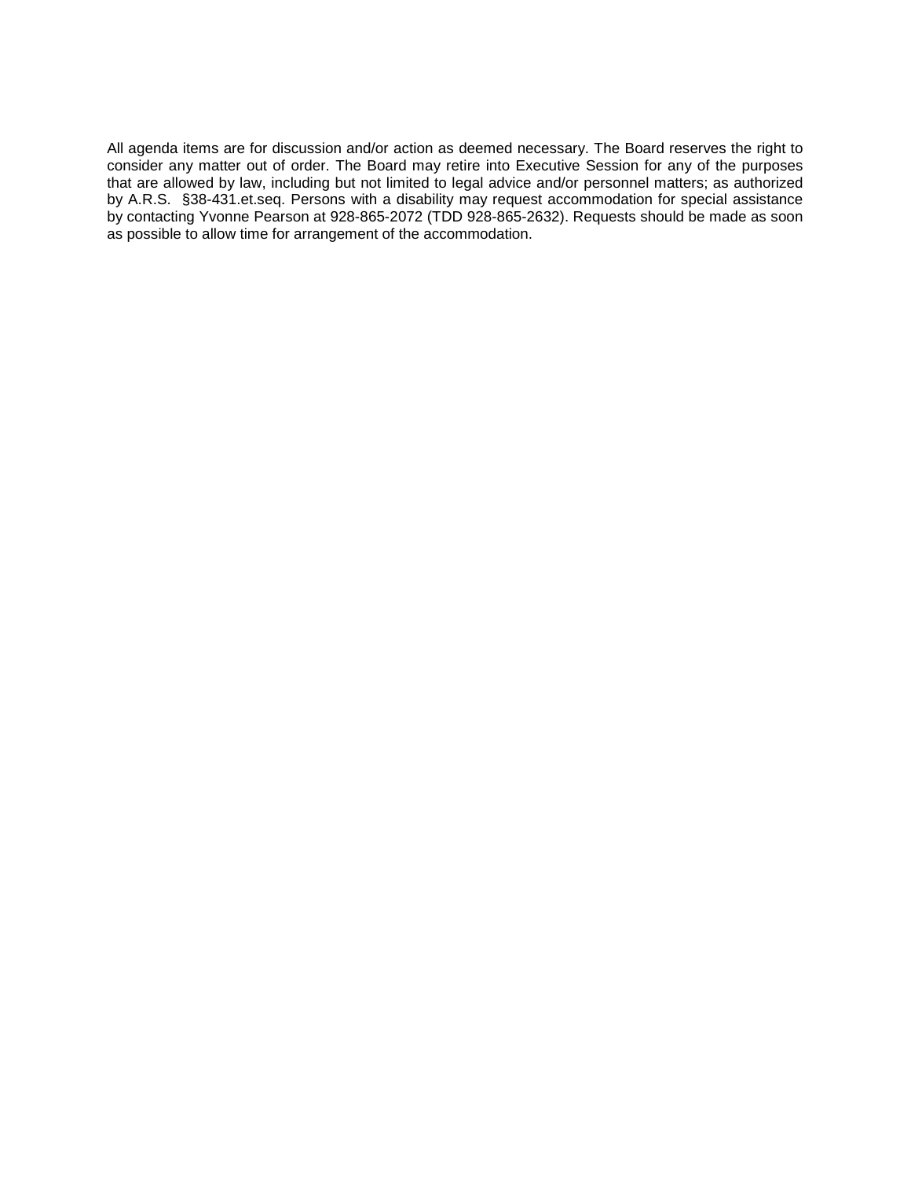All agenda items are for discussion and/or action as deemed necessary. The Board reserves the right to consider any matter out of order. The Board may retire into Executive Session for any of the purposes that are allowed by law, including but not limited to legal advice and/or personnel matters; as authorized by A.R.S. §38-431.et.seq. Persons with a disability may request accommodation for special assistance by contacting Yvonne Pearson at 928-865-2072 (TDD 928-865-2632). Requests should be made as soon as possible to allow time for arrangement of the accommodation.